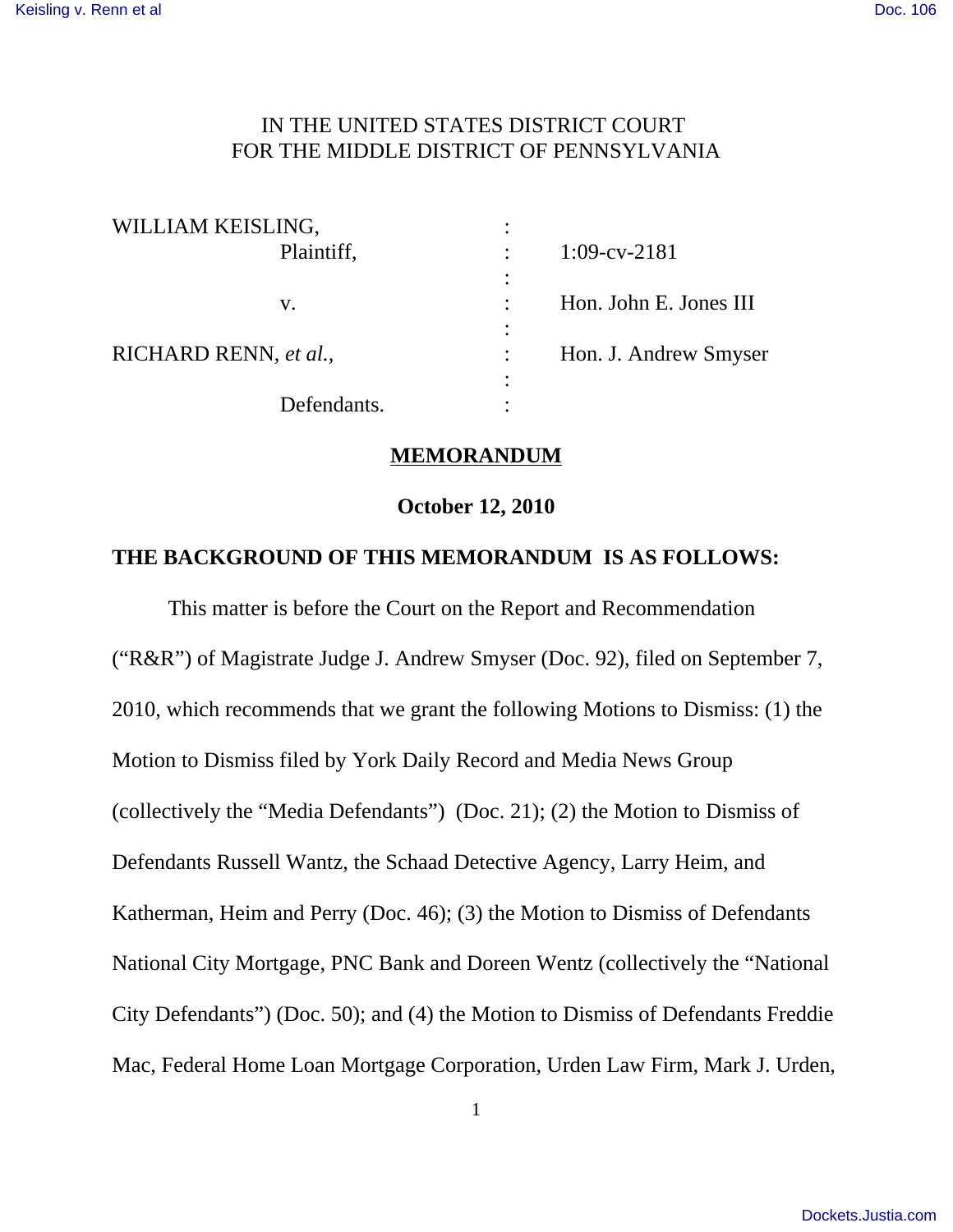IN THE UNITED STATES DISTRICT COURT
FOR THE MIDDLE DISTRICT OF PENNSYLVANIA

| | | |
|---|---|---|
| WILLIAM KEISLING, Plaintiff, | : | 1:09-cv-2181 |
| v. | : | Hon. John E. Jones III |
| RICHARD RENN, *et al.*, Defendants. | : | Hon. J. Andrew Smyser |

## MEMORANDUM

**October 12, 2010**

**THE BACKGROUND OF THIS MEMORANDUM IS AS FOLLOWS:**

This matter is before the Court on the Report and Recommendation ("R&R") of Magistrate Judge J. Andrew Smyser (Doc. 92), filed on September 7, 2010, which recommends that we grant the following Motions to Dismiss: (1) the Motion to Dismiss filed by York Daily Record and Media News Group (collectively the "Media Defendants") (Doc. 21); (2) the Motion to Dismiss of Defendants Russell Wantz, the Schaad Detective Agency, Larry Heim, and Katherman, Heim and Perry (Doc. 46); (3) the Motion to Dismiss of Defendants National City Mortgage, PNC Bank and Doreen Wentz (collectively the "National City Defendants") (Doc. 50); and (4) the Motion to Dismiss of Defendants Freddie Mac, Federal Home Loan Mortgage Corporation, Urden Law Firm, Mark J. Urden,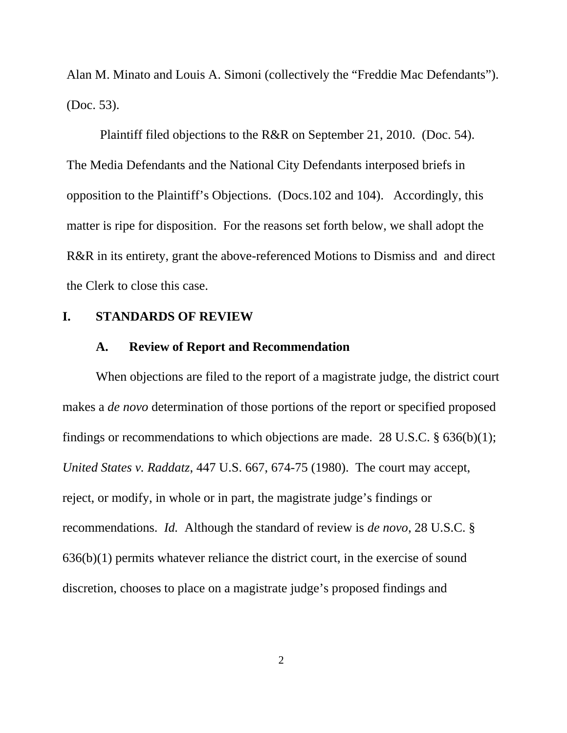Alan M. Minato and Louis A. Simoni (collectively the "Freddie Mac Defendants"). (Doc. 53).

Plaintiff filed objections to the R&R on September 21, 2010. (Doc. 54). The Media Defendants and the National City Defendants interposed briefs in opposition to the Plaintiff's Objections. (Docs.102 and 104). Accordingly, this matter is ripe for disposition. For the reasons set forth below, we shall adopt the R&R in its entirety, grant the above-referenced Motions to Dismiss and and direct the Clerk to close this case.

## I. STANDARDS OF REVIEW

### A. Review of Report and Recommendation

When objections are filed to the report of a magistrate judge, the district court makes a *de novo* determination of those portions of the report or specified proposed findings or recommendations to which objections are made. 28 U.S.C. § 636(b)(1); *United States v. Raddatz*, 447 U.S. 667, 674-75 (1980). The court may accept, reject, or modify, in whole or in part, the magistrate judge's findings or recommendations. *Id.* Although the standard of review is *de novo*, 28 U.S.C. § 636(b)(1) permits whatever reliance the district court, in the exercise of sound discretion, chooses to place on a magistrate judge's proposed findings and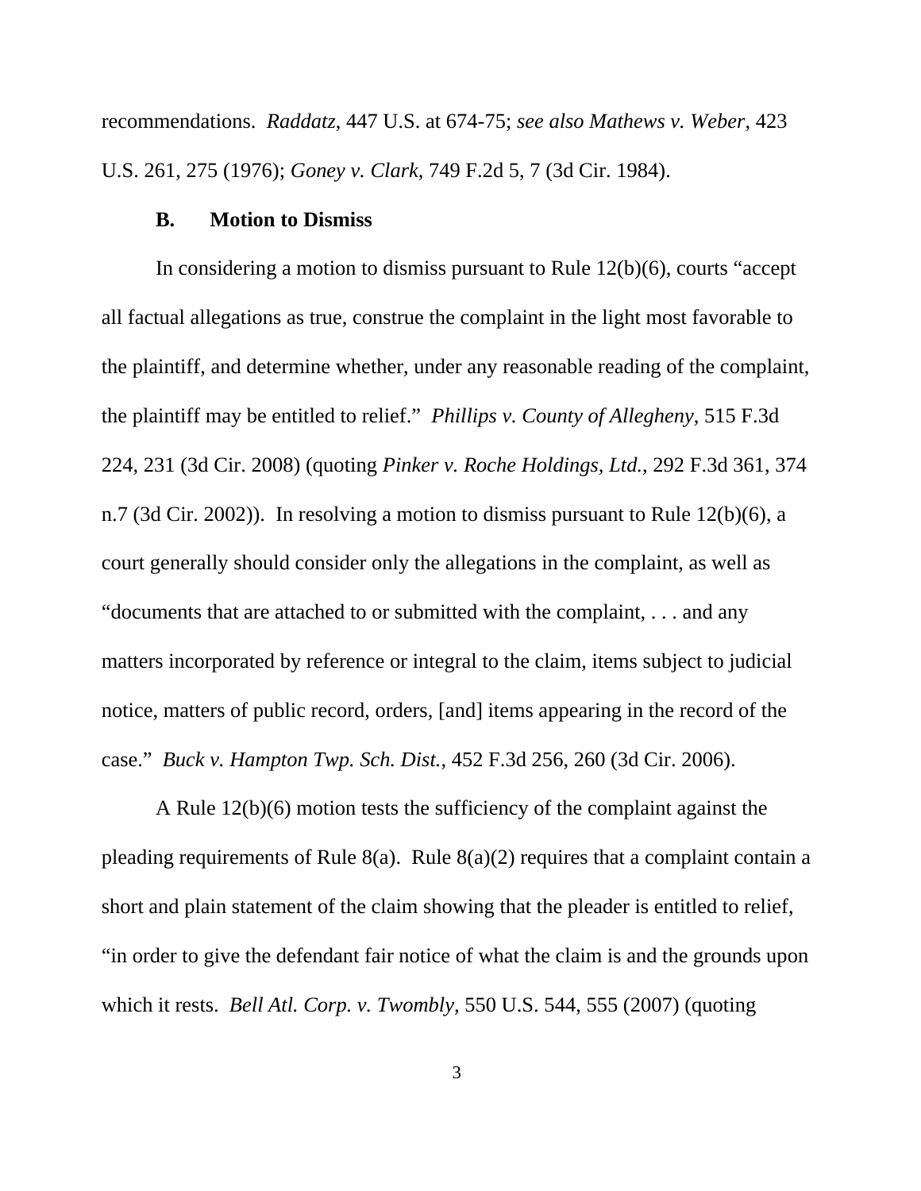recommendations. *Raddatz*, 447 U.S. at 674-75; *see also Mathews v. Weber*, 423 U.S. 261, 275 (1976); *Goney v. Clark*, 749 F.2d 5, 7 (3d Cir. 1984).

### B. Motion to Dismiss

In considering a motion to dismiss pursuant to Rule 12(b)(6), courts "accept all factual allegations as true, construe the complaint in the light most favorable to the plaintiff, and determine whether, under any reasonable reading of the complaint, the plaintiff may be entitled to relief." *Phillips v. County of Allegheny*, 515 F.3d 224, 231 (3d Cir. 2008) (quoting *Pinker v. Roche Holdings, Ltd.*, 292 F.3d 361, 374 n.7 (3d Cir. 2002)). In resolving a motion to dismiss pursuant to Rule 12(b)(6), a court generally should consider only the allegations in the complaint, as well as "documents that are attached to or submitted with the complaint, . . . and any matters incorporated by reference or integral to the claim, items subject to judicial notice, matters of public record, orders, [and] items appearing in the record of the case." *Buck v. Hampton Twp. Sch. Dist.*, 452 F.3d 256, 260 (3d Cir. 2006).

A Rule 12(b)(6) motion tests the sufficiency of the complaint against the pleading requirements of Rule 8(a). Rule 8(a)(2) requires that a complaint contain a short and plain statement of the claim showing that the pleader is entitled to relief, "in order to give the defendant fair notice of what the claim is and the grounds upon which it rests. *Bell Atl. Corp. v. Twombly*, 550 U.S. 544, 555 (2007) (quoting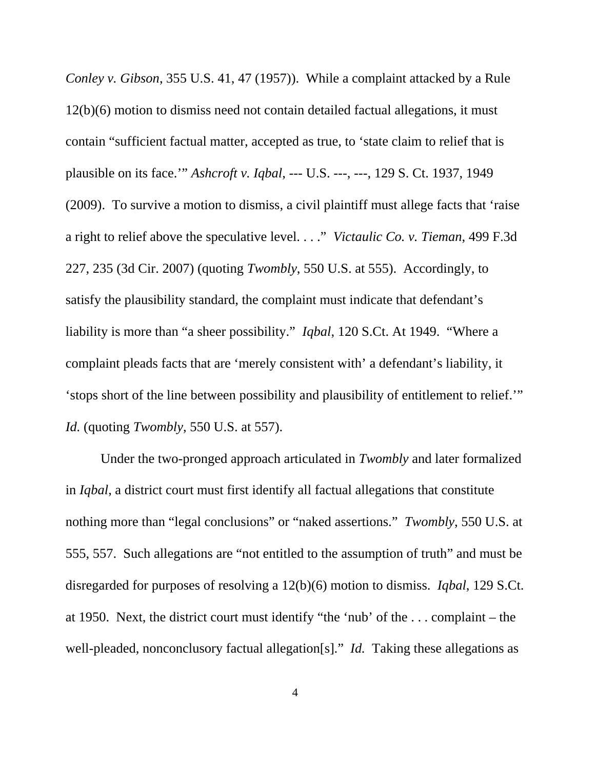*Conley v. Gibson*, 355 U.S. 41, 47 (1957)). While a complaint attacked by a Rule 12(b)(6) motion to dismiss need not contain detailed factual allegations, it must contain "sufficient factual matter, accepted as true, to 'state claim to relief that is plausible on its face.'" *Ashcroft v. Iqbal*, --- U.S. ---, ---, 129 S. Ct. 1937, 1949 (2009). To survive a motion to dismiss, a civil plaintiff must allege facts that 'raise a right to relief above the speculative level. . . ." *Victaulic Co. v. Tieman*, 499 F.3d 227, 235 (3d Cir. 2007) (quoting *Twombly*, 550 U.S. at 555). Accordingly, to satisfy the plausibility standard, the complaint must indicate that defendant's liability is more than "a sheer possibility." *Iqbal*, 120 S.Ct. At 1949. "Where a complaint pleads facts that are 'merely consistent with' a defendant's liability, it 'stops short of the line between possibility and plausibility of entitlement to relief.'" *Id.* (quoting *Twombly*, 550 U.S. at 557).

Under the two-pronged approach articulated in *Twombly* and later formalized in *Iqbal*, a district court must first identify all factual allegations that constitute nothing more than "legal conclusions" or "naked assertions." *Twombly*, 550 U.S. at 555, 557. Such allegations are "not entitled to the assumption of truth" and must be disregarded for purposes of resolving a 12(b)(6) motion to dismiss. *Iqbal*, 129 S.Ct. at 1950. Next, the district court must identify "the 'nub' of the . . . complaint – the well-pleaded, nonconclusory factual allegation[s]." *Id.* Taking these allegations as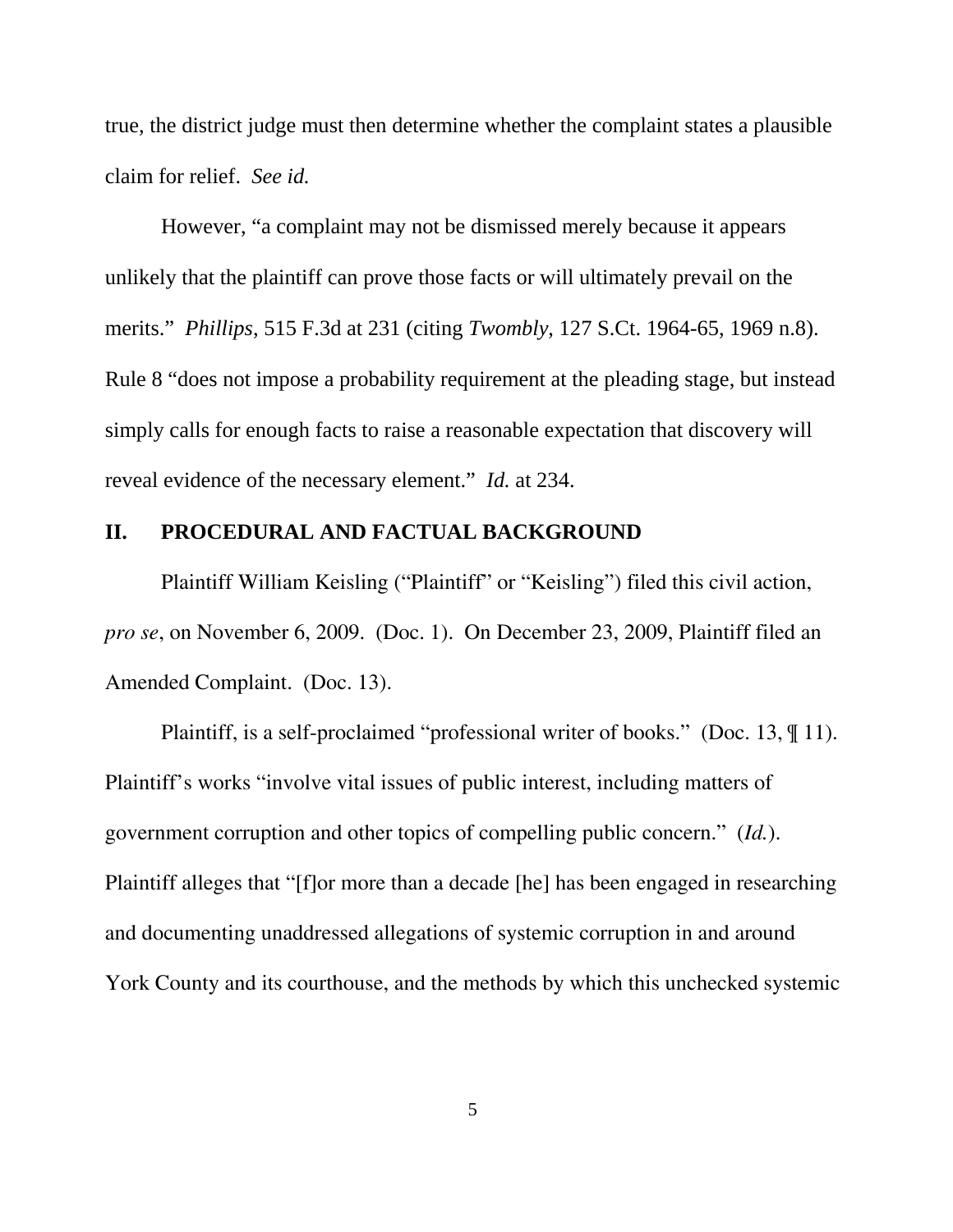true, the district judge must then determine whether the complaint states a plausible claim for relief. *See id.*

However, "a complaint may not be dismissed merely because it appears unlikely that the plaintiff can prove those facts or will ultimately prevail on the merits." *Phillips*, 515 F.3d at 231 (citing *Twombly*, 127 S.Ct. 1964-65, 1969 n.8). Rule 8 "does not impose a probability requirement at the pleading stage, but instead simply calls for enough facts to raise a reasonable expectation that discovery will reveal evidence of the necessary element." *Id.* at 234.

## II. PROCEDURAL AND FACTUAL BACKGROUND

Plaintiff William Keisling ("Plaintiff" or "Keisling") filed this civil action, *pro se*, on November 6, 2009. (Doc. 1). On December 23, 2009, Plaintiff filed an Amended Complaint. (Doc. 13).

Plaintiff, is a self-proclaimed "professional writer of books." (Doc. 13, ¶ 11). Plaintiff's works "involve vital issues of public interest, including matters of government corruption and other topics of compelling public concern." (*Id.*). Plaintiff alleges that "[f]or more than a decade [he] has been engaged in researching and documenting unaddressed allegations of systemic corruption in and around York County and its courthouse, and the methods by which this unchecked systemic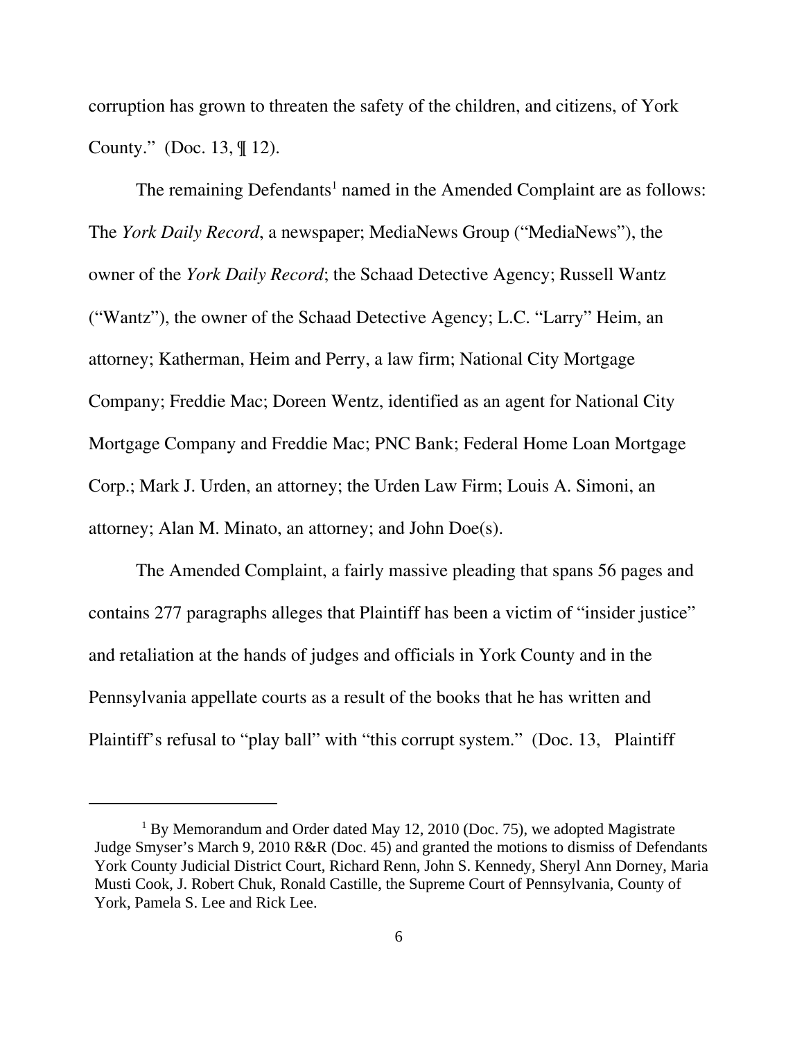corruption has grown to threaten the safety of the children, and citizens, of York County." (Doc. 13, ¶ 12).

The remaining Defendants[1] named in the Amended Complaint are as follows: The *York Daily Record*, a newspaper; MediaNews Group ("MediaNews"), the owner of the *York Daily Record*; the Schaad Detective Agency; Russell Wantz ("Wantz"), the owner of the Schaad Detective Agency; L.C. "Larry" Heim, an attorney; Katherman, Heim and Perry, a law firm; National City Mortgage Company; Freddie Mac; Doreen Wentz, identified as an agent for National City Mortgage Company and Freddie Mac; PNC Bank; Federal Home Loan Mortgage Corp.; Mark J. Urden, an attorney; the Urden Law Firm; Louis A. Simoni, an attorney; Alan M. Minato, an attorney; and John Doe(s).

The Amended Complaint, a fairly massive pleading that spans 56 pages and contains 277 paragraphs alleges that Plaintiff has been a victim of "insider justice" and retaliation at the hands of judges and officials in York County and in the Pennsylvania appellate courts as a result of the books that he has written and Plaintiff's refusal to "play ball" with "this corrupt system." (Doc. 13, Plaintiff

---

[1] By Memorandum and Order dated May 12, 2010 (Doc. 75), we adopted Magistrate Judge Smyser's March 9, 2010 R&R (Doc. 45) and granted the motions to dismiss of Defendants York County Judicial District Court, Richard Renn, John S. Kennedy, Sheryl Ann Dorney, Maria Musti Cook, J. Robert Chuk, Ronald Castille, the Supreme Court of Pennsylvania, County of York, Pamela S. Lee and Rick Lee.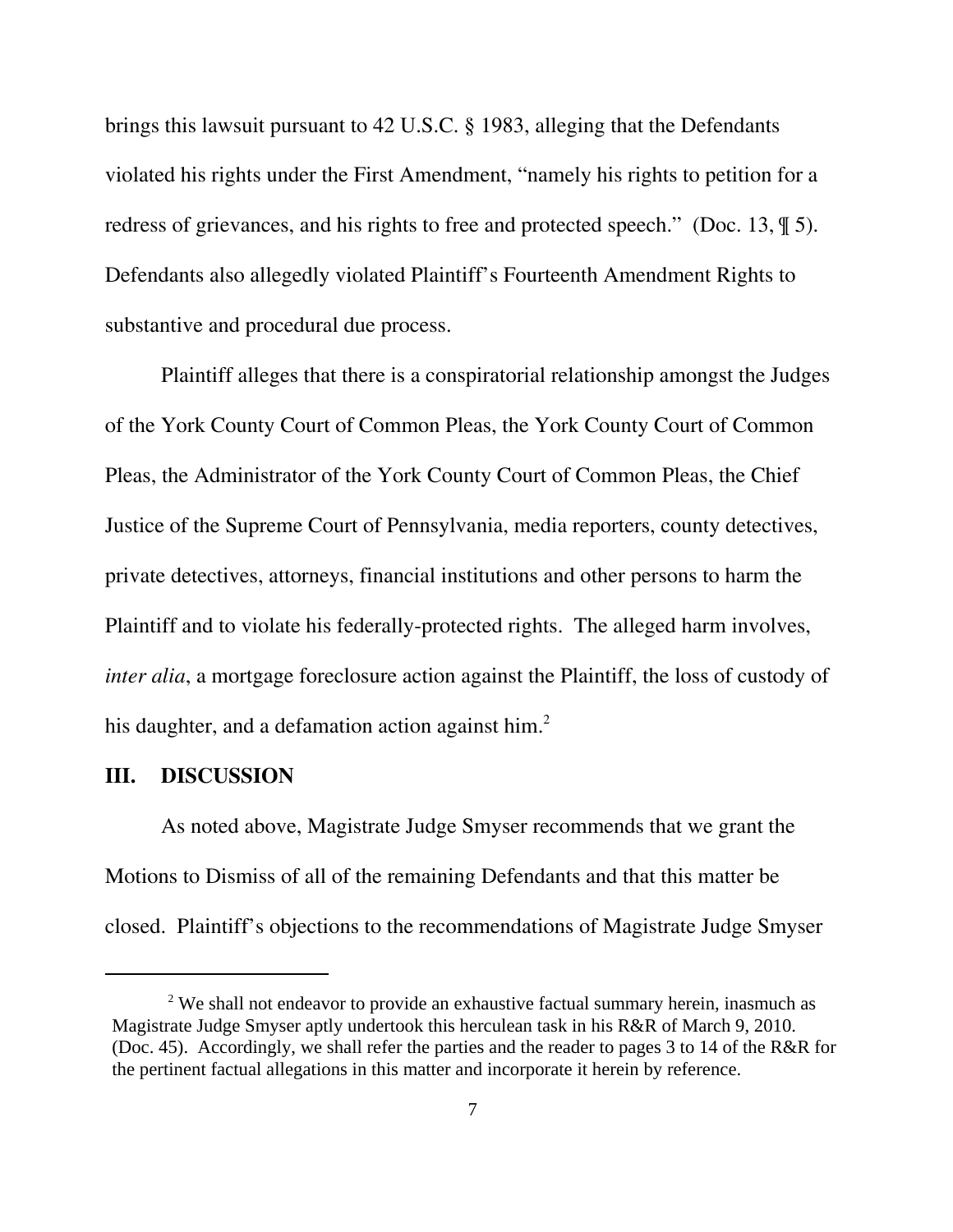brings this lawsuit pursuant to 42 U.S.C. § 1983, alleging that the Defendants violated his rights under the First Amendment, "namely his rights to petition for a redress of grievances, and his rights to free and protected speech." (Doc. 13, ¶ 5). Defendants also allegedly violated Plaintiff's Fourteenth Amendment Rights to substantive and procedural due process.

Plaintiff alleges that there is a conspiratorial relationship amongst the Judges of the York County Court of Common Pleas, the York County Court of Common Pleas, the Administrator of the York County Court of Common Pleas, the Chief Justice of the Supreme Court of Pennsylvania, media reporters, county detectives, private detectives, attorneys, financial institutions and other persons to harm the Plaintiff and to violate his federally-protected rights. The alleged harm involves, *inter alia*, a mortgage foreclosure action against the Plaintiff, the loss of custody of his daughter, and a defamation action against him.[2]

## III. DISCUSSION

As noted above, Magistrate Judge Smyser recommends that we grant the Motions to Dismiss of all of the remaining Defendants and that this matter be closed. Plaintiff's objections to the recommendations of Magistrate Judge Smyser

[2] We shall not endeavor to provide an exhaustive factual summary herein, inasmuch as Magistrate Judge Smyser aptly undertook this herculean task in his R&R of March 9, 2010. (Doc. 45). Accordingly, we shall refer the parties and the reader to pages 3 to 14 of the R&R for the pertinent factual allegations in this matter and incorporate it herein by reference.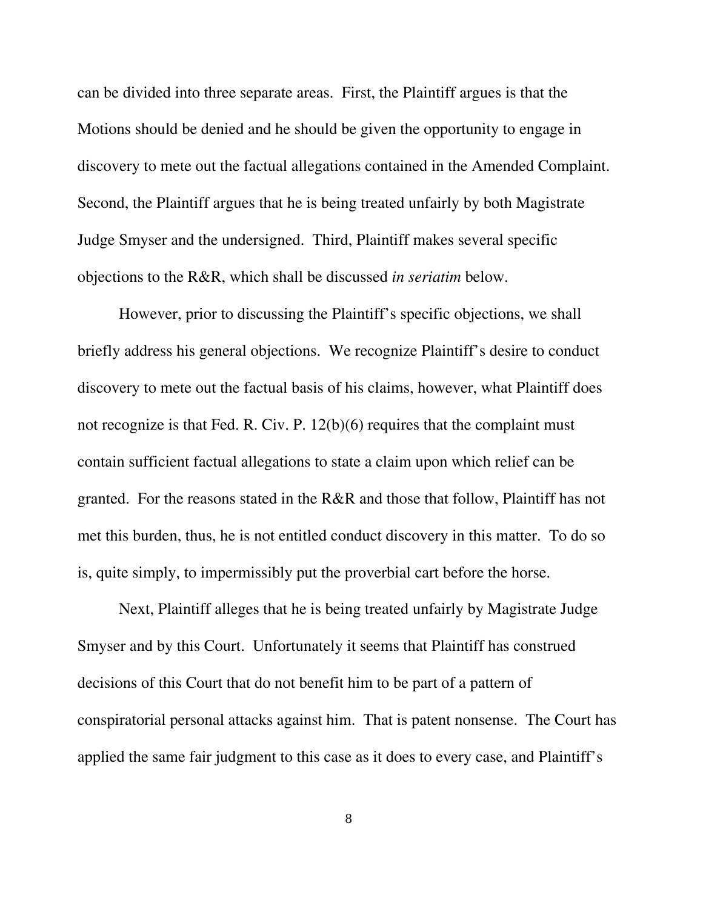can be divided into three separate areas. First, the Plaintiff argues is that the Motions should be denied and he should be given the opportunity to engage in discovery to mete out the factual allegations contained in the Amended Complaint. Second, the Plaintiff argues that he is being treated unfairly by both Magistrate Judge Smyser and the undersigned. Third, Plaintiff makes several specific objections to the R&R, which shall be discussed *in seriatim* below.

However, prior to discussing the Plaintiff's specific objections, we shall briefly address his general objections. We recognize Plaintiff's desire to conduct discovery to mete out the factual basis of his claims, however, what Plaintiff does not recognize is that Fed. R. Civ. P. 12(b)(6) requires that the complaint must contain sufficient factual allegations to state a claim upon which relief can be granted. For the reasons stated in the R&R and those that follow, Plaintiff has not met this burden, thus, he is not entitled conduct discovery in this matter. To do so is, quite simply, to impermissibly put the proverbial cart before the horse.

Next, Plaintiff alleges that he is being treated unfairly by Magistrate Judge Smyser and by this Court. Unfortunately it seems that Plaintiff has construed decisions of this Court that do not benefit him to be part of a pattern of conspiratorial personal attacks against him. That is patent nonsense. The Court has applied the same fair judgment to this case as it does to every case, and Plaintiff's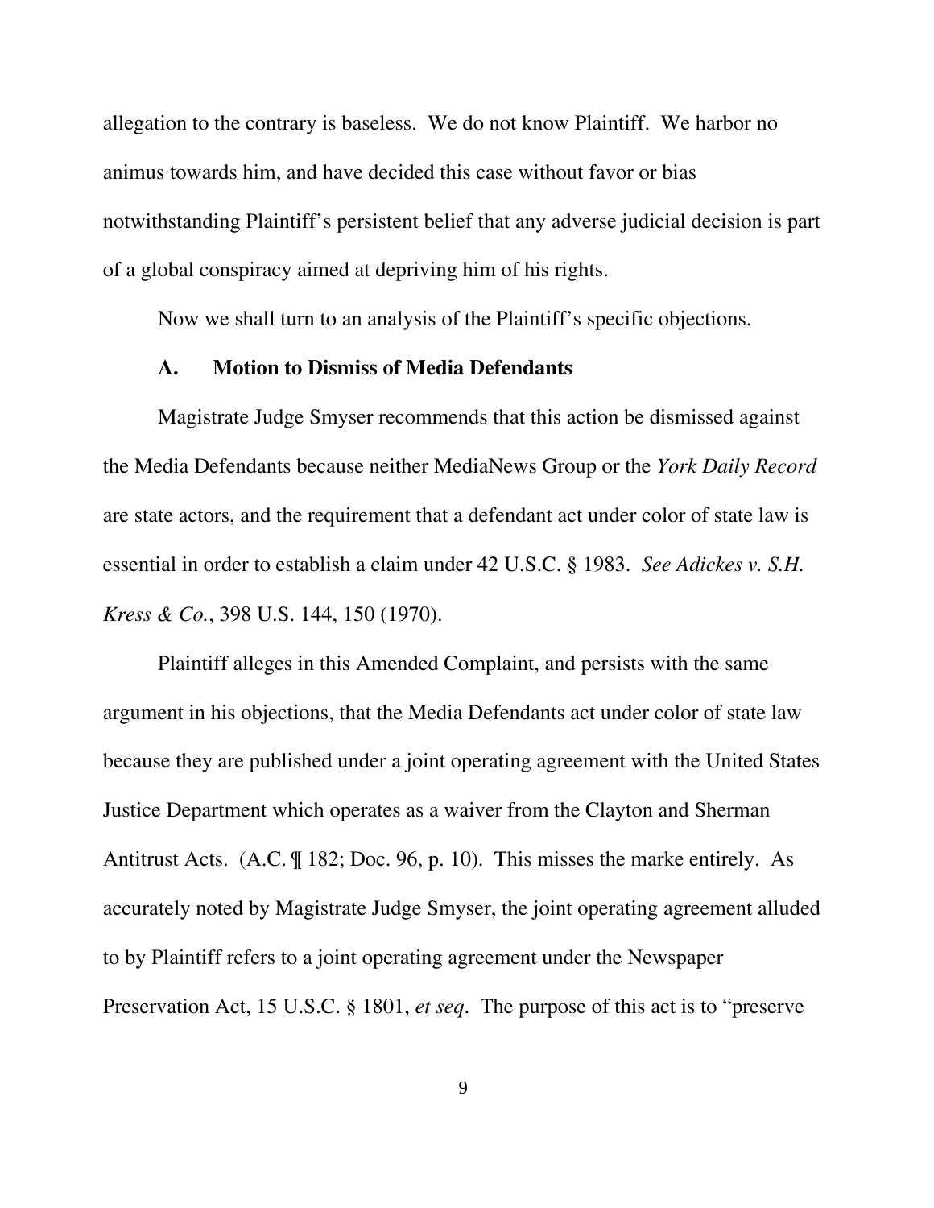allegation to the contrary is baseless. We do not know Plaintiff. We harbor no animus towards him, and have decided this case without favor or bias notwithstanding Plaintiff's persistent belief that any adverse judicial decision is part of a global conspiracy aimed at depriving him of his rights.

Now we shall turn to an analysis of the Plaintiff's specific objections.

**A. Motion to Dismiss of Media Defendants**

Magistrate Judge Smyser recommends that this action be dismissed against the Media Defendants because neither MediaNews Group or the *York Daily Record* are state actors, and the requirement that a defendant act under color of state law is essential in order to establish a claim under 42 U.S.C. § 1983. *See Adickes v. S.H. Kress & Co.*, 398 U.S. 144, 150 (1970).

Plaintiff alleges in this Amended Complaint, and persists with the same argument in his objections, that the Media Defendants act under color of state law because they are published under a joint operating agreement with the United States Justice Department which operates as a waiver from the Clayton and Sherman Antitrust Acts. (A.C. ¶ 182; Doc. 96, p. 10). This misses the marke entirely. As accurately noted by Magistrate Judge Smyser, the joint operating agreement alluded to by Plaintiff refers to a joint operating agreement under the Newspaper Preservation Act, 15 U.S.C. § 1801, *et seq*. The purpose of this act is to "preserve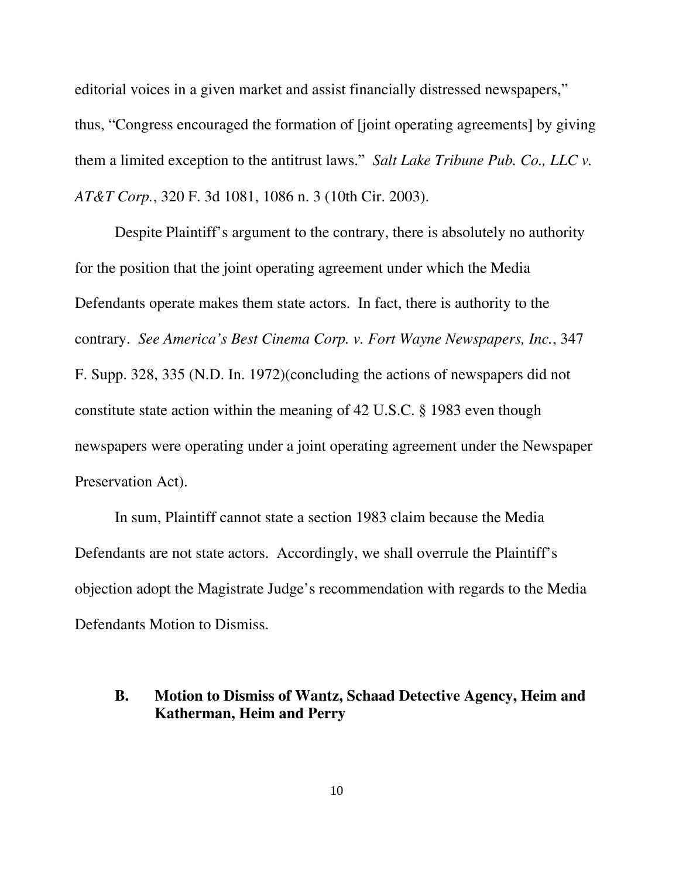editorial voices in a given market and assist financially distressed newspapers," thus, "Congress encouraged the formation of [joint operating agreements] by giving them a limited exception to the antitrust laws." *Salt Lake Tribune Pub. Co., LLC v. AT&T Corp.*, 320 F. 3d 1081, 1086 n. 3 (10th Cir. 2003).

Despite Plaintiff's argument to the contrary, there is absolutely no authority for the position that the joint operating agreement under which the Media Defendants operate makes them state actors. In fact, there is authority to the contrary. *See America's Best Cinema Corp. v. Fort Wayne Newspapers, Inc.*, 347 F. Supp. 328, 335 (N.D. In. 1972)(concluding the actions of newspapers did not constitute state action within the meaning of 42 U.S.C. § 1983 even though newspapers were operating under a joint operating agreement under the Newspaper Preservation Act).

In sum, Plaintiff cannot state a section 1983 claim because the Media Defendants are not state actors. Accordingly, we shall overrule the Plaintiff's objection adopt the Magistrate Judge's recommendation with regards to the Media Defendants Motion to Dismiss.

### B. Motion to Dismiss of Wantz, Schaad Detective Agency, Heim and Katherman, Heim and Perry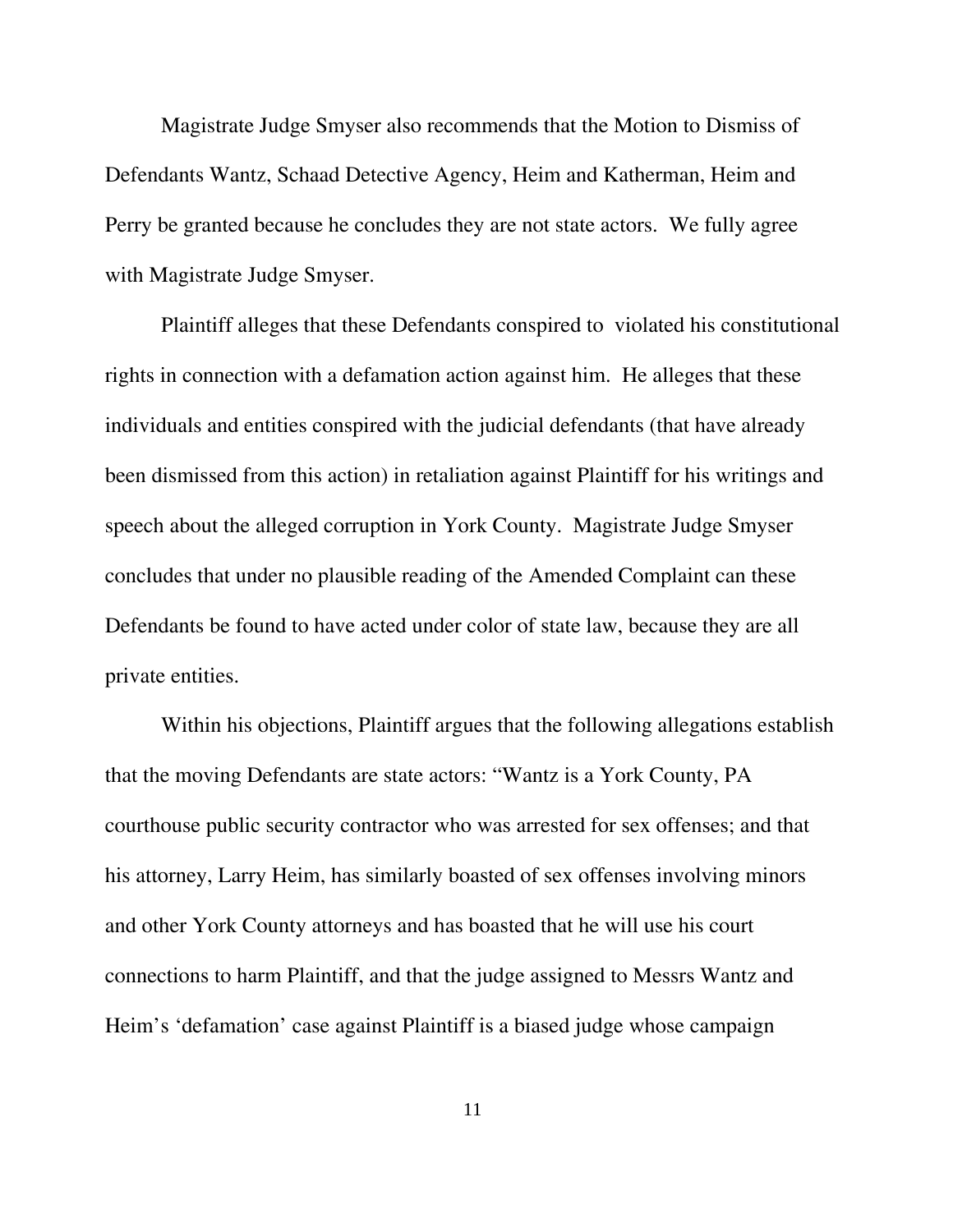Magistrate Judge Smyser also recommends that the Motion to Dismiss of Defendants Wantz, Schaad Detective Agency, Heim and Katherman, Heim and Perry be granted because he concludes they are not state actors. We fully agree with Magistrate Judge Smyser.

Plaintiff alleges that these Defendants conspired to violated his constitutional rights in connection with a defamation action against him. He alleges that these individuals and entities conspired with the judicial defendants (that have already been dismissed from this action) in retaliation against Plaintiff for his writings and speech about the alleged corruption in York County. Magistrate Judge Smyser concludes that under no plausible reading of the Amended Complaint can these Defendants be found to have acted under color of state law, because they are all private entities.

Within his objections, Plaintiff argues that the following allegations establish that the moving Defendants are state actors: "Wantz is a York County, PA courthouse public security contractor who was arrested for sex offenses; and that his attorney, Larry Heim, has similarly boasted of sex offenses involving minors and other York County attorneys and has boasted that he will use his court connections to harm Plaintiff, and that the judge assigned to Messrs Wantz and Heim's 'defamation' case against Plaintiff is a biased judge whose campaign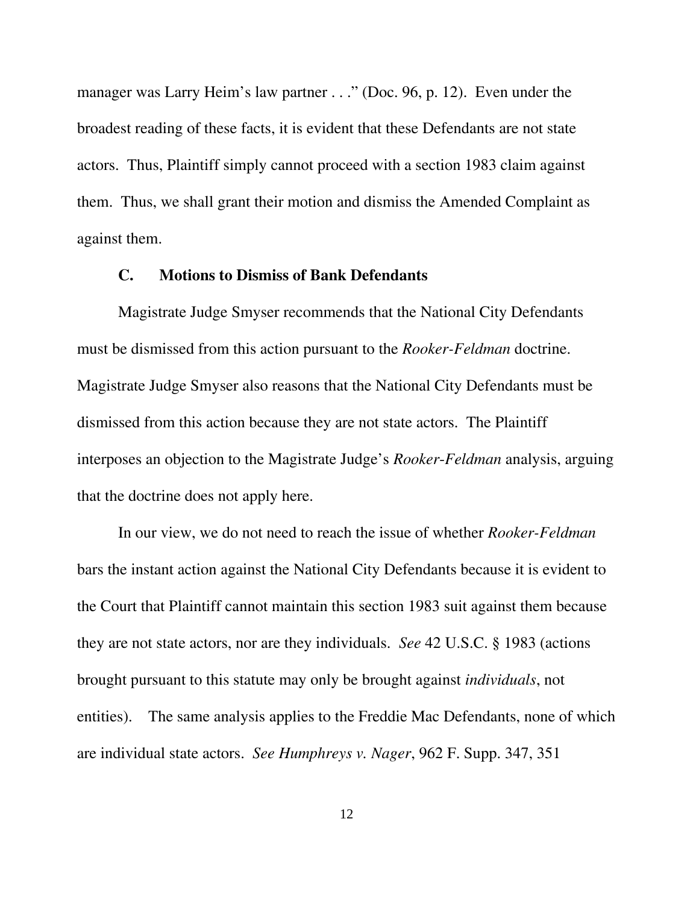manager was Larry Heim's law partner . . ." (Doc. 96, p. 12). Even under the broadest reading of these facts, it is evident that these Defendants are not state actors. Thus, Plaintiff simply cannot proceed with a section 1983 claim against them. Thus, we shall grant their motion and dismiss the Amended Complaint as against them.

### C. Motions to Dismiss of Bank Defendants

Magistrate Judge Smyser recommends that the National City Defendants must be dismissed from this action pursuant to the *Rooker-Feldman* doctrine. Magistrate Judge Smyser also reasons that the National City Defendants must be dismissed from this action because they are not state actors. The Plaintiff interposes an objection to the Magistrate Judge's *Rooker-Feldman* analysis, arguing that the doctrine does not apply here.

In our view, we do not need to reach the issue of whether *Rooker-Feldman* bars the instant action against the National City Defendants because it is evident to the Court that Plaintiff cannot maintain this section 1983 suit against them because they are not state actors, nor are they individuals. *See* 42 U.S.C. § 1983 (actions brought pursuant to this statute may only be brought against *individuals*, not entities). The same analysis applies to the Freddie Mac Defendants, none of which are individual state actors. *See Humphreys v. Nager*, 962 F. Supp. 347, 351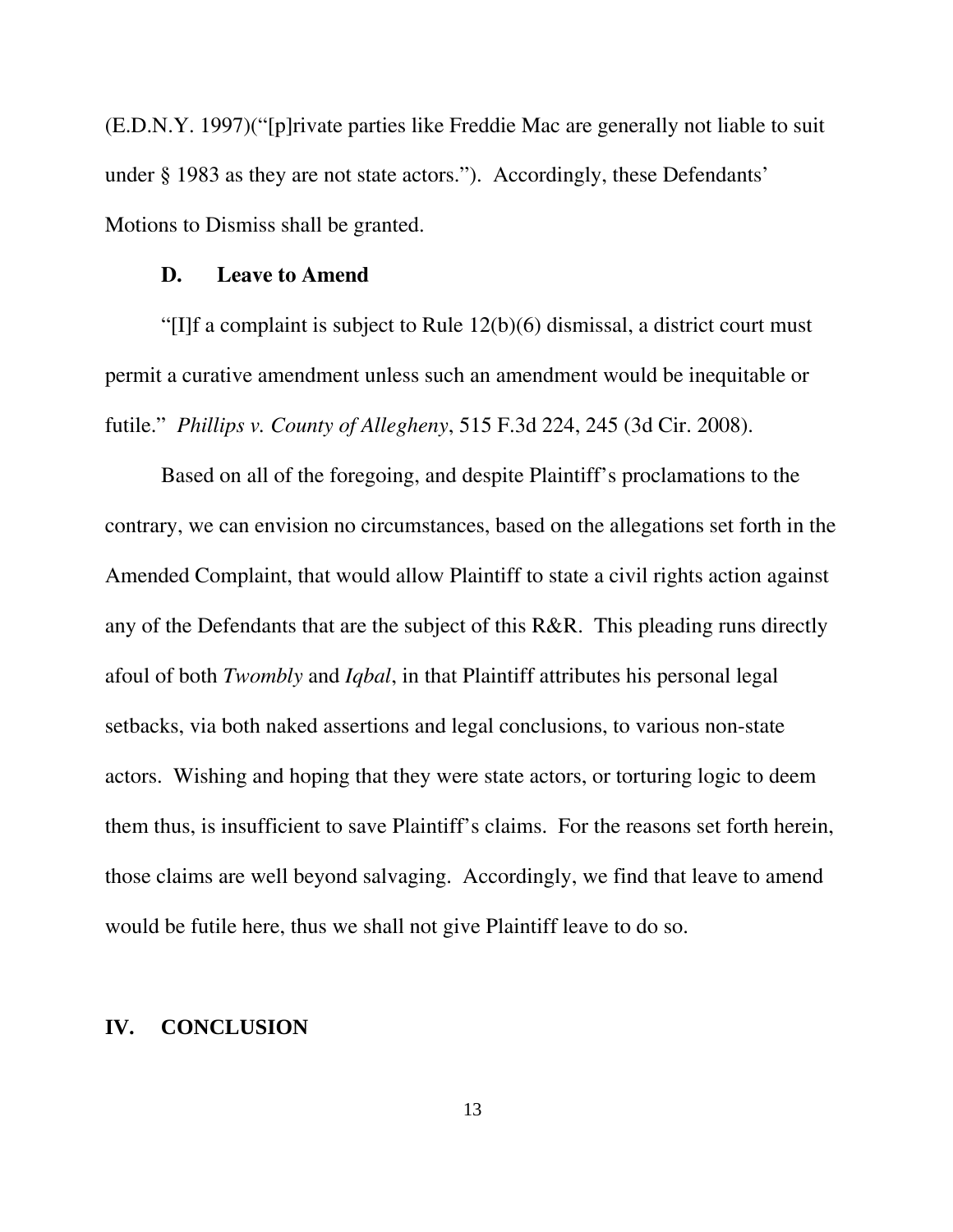(E.D.N.Y. 1997)("[p]rivate parties like Freddie Mac are generally not liable to suit under § 1983 as they are not state actors."). Accordingly, these Defendants' Motions to Dismiss shall be granted.

### D. Leave to Amend

"[I]f a complaint is subject to Rule 12(b)(6) dismissal, a district court must permit a curative amendment unless such an amendment would be inequitable or futile." *Phillips v. County of Allegheny*, 515 F.3d 224, 245 (3d Cir. 2008).

Based on all of the foregoing, and despite Plaintiff's proclamations to the contrary, we can envision no circumstances, based on the allegations set forth in the Amended Complaint, that would allow Plaintiff to state a civil rights action against any of the Defendants that are the subject of this R&R. This pleading runs directly afoul of both *Twombly* and *Iqbal*, in that Plaintiff attributes his personal legal setbacks, via both naked assertions and legal conclusions, to various non-state actors. Wishing and hoping that they were state actors, or torturing logic to deem them thus, is insufficient to save Plaintiff's claims. For the reasons set forth herein, those claims are well beyond salvaging. Accordingly, we find that leave to amend would be futile here, thus we shall not give Plaintiff leave to do so.

## IV. CONCLUSION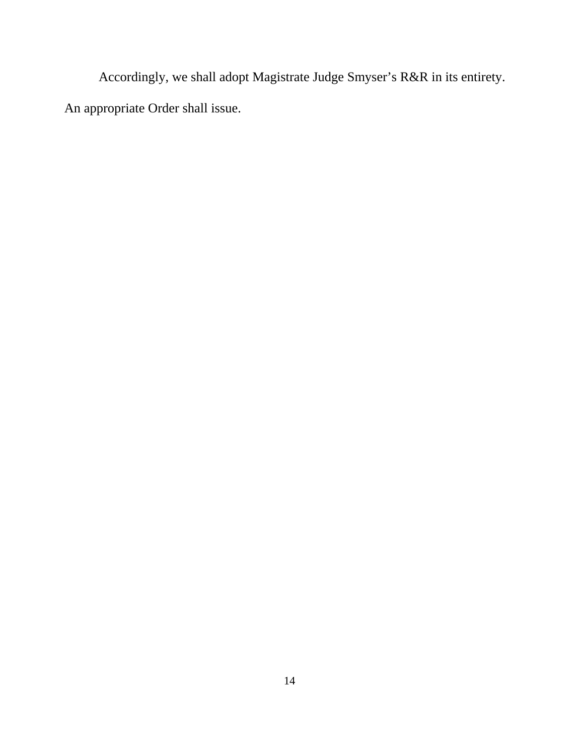Accordingly, we shall adopt Magistrate Judge Smyser's R&R in its entirety. An appropriate Order shall issue.